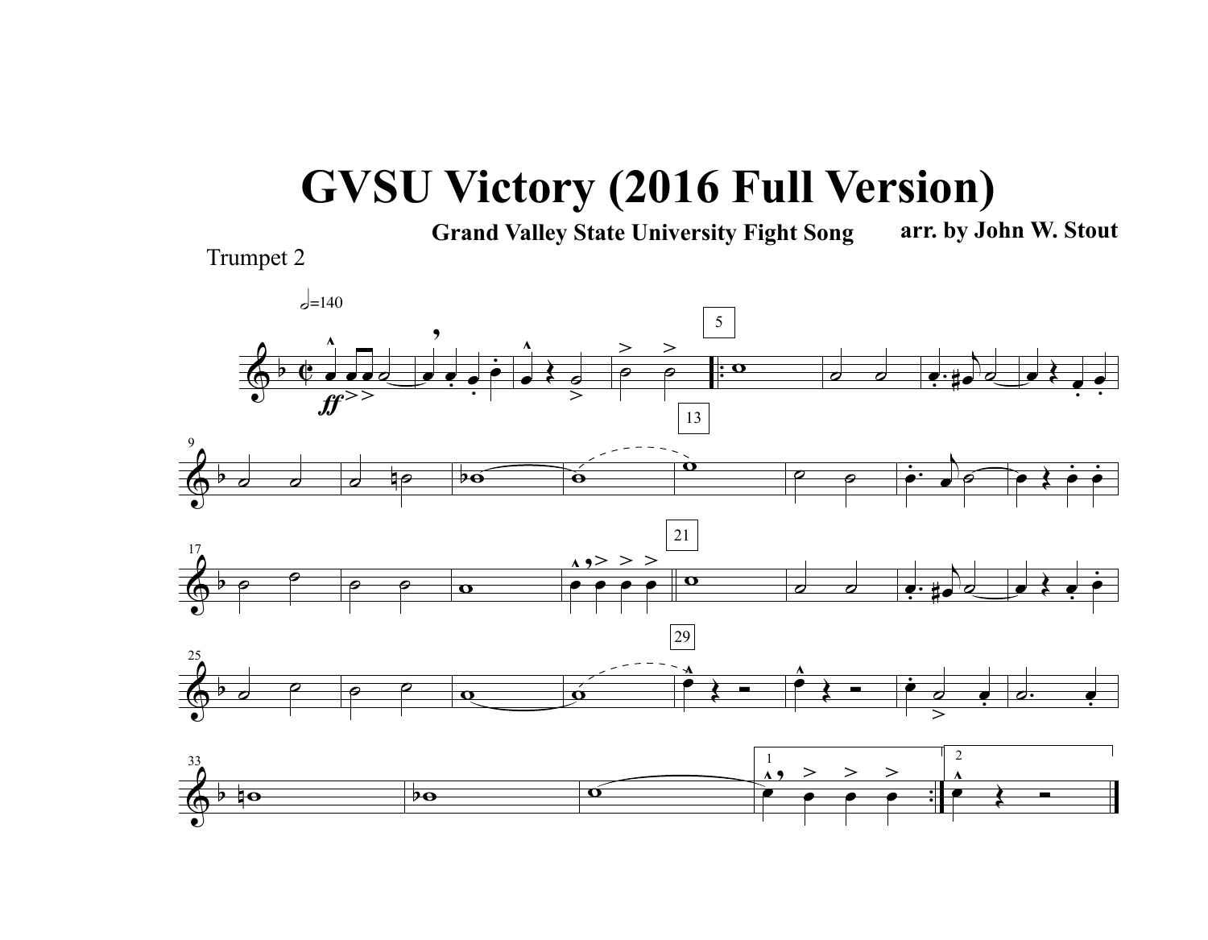# GVSU Victory (2016 Full Version)

**Grand Valley State University Fight Song** **arr. by John W. Stout**

Trumpet 2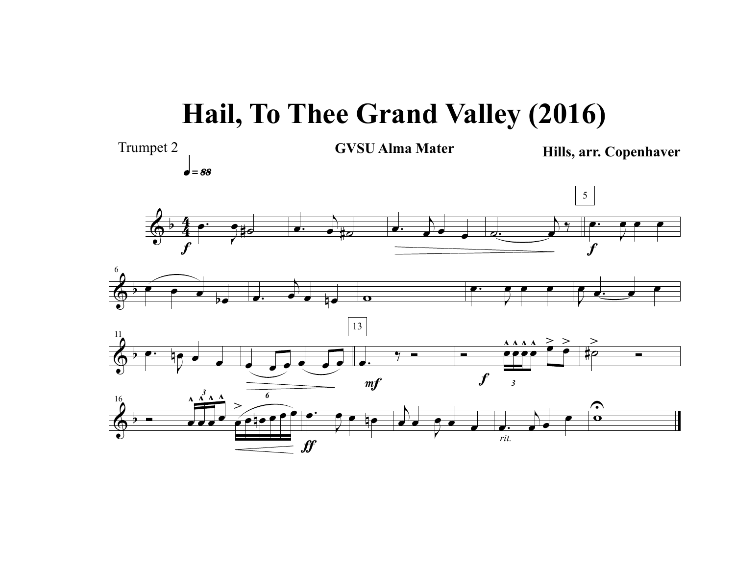# Hail, To Thee Grand Valley (2016)

Trumpet 2

**GVSU Alma Mater**

**Hills, arr. Copenhaver**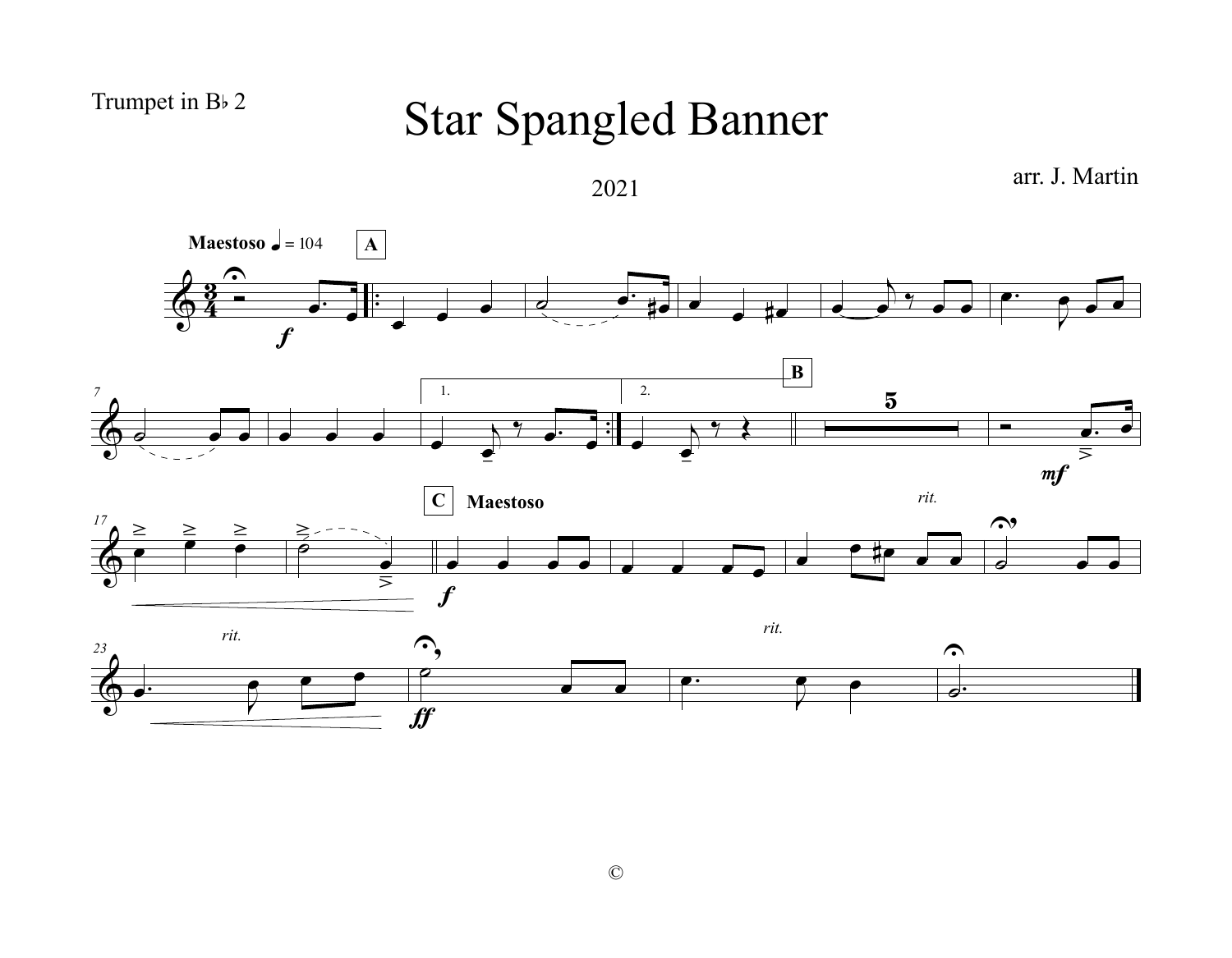Trumpet in B♭ 2

# Star Spangled Banner

2021

arr. J. Martin

**Maestoso** ♩ = 104

©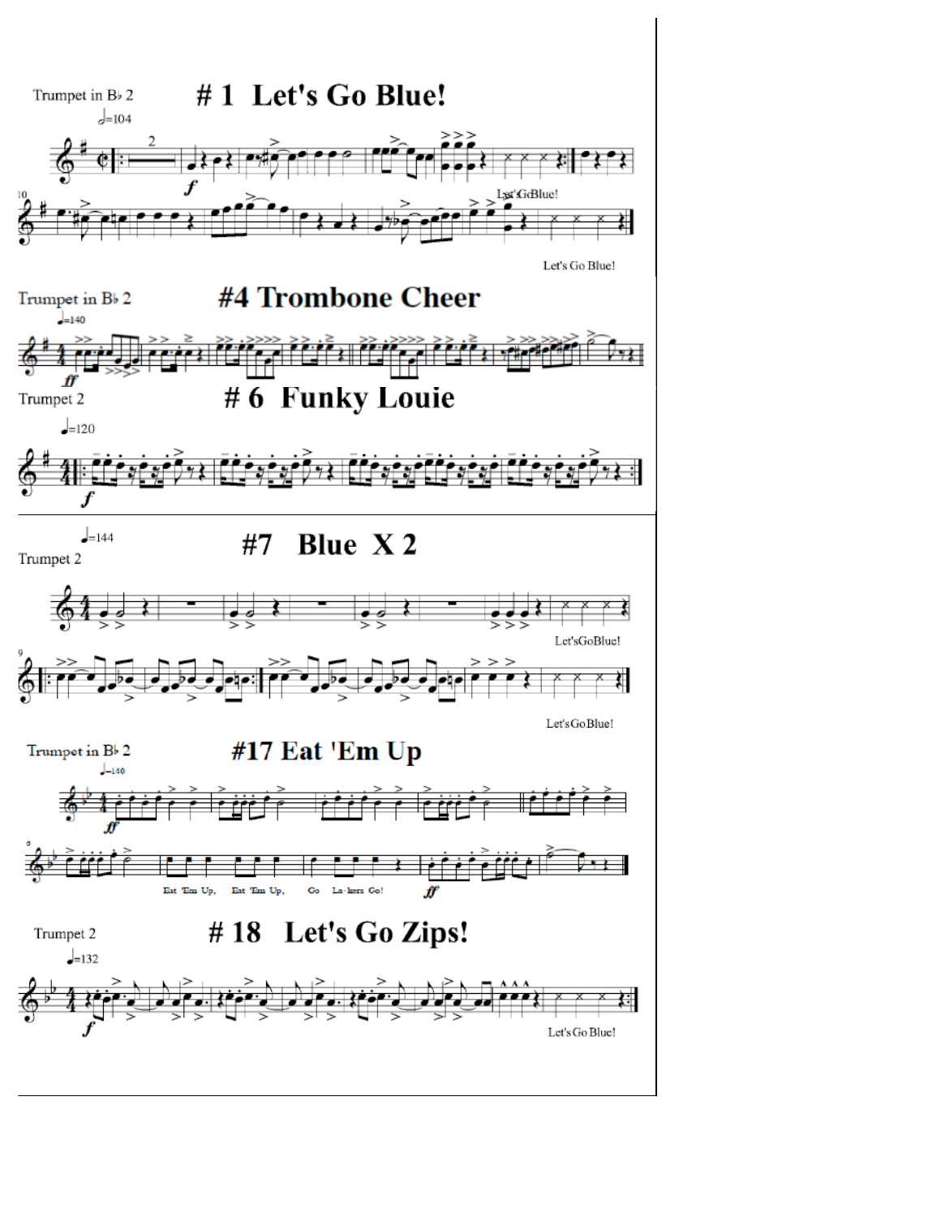Trumpet in B♭ 2

# # 1 Let's Go Blue!

♩=104

Let's Go Blue!

Let's Go Blue!

Trumpet in B♭ 2

# #4 Trombone Cheer

♩=140

Trumpet 2

# # 6 Funky Louie

♩=120

♩=144

Trumpet 2

# #7 Blue X 2

Let'sGoBlue!

Let'sGoBlue!

Trumpet in B♭ 2

# #17 Eat 'Em Up

♩=140

Eat 'Em Up, Eat 'Em Up, Go La - kers Go!

Trumpet 2

# # 18 Let's Go Zips!

♩=132

Let's Go Blue!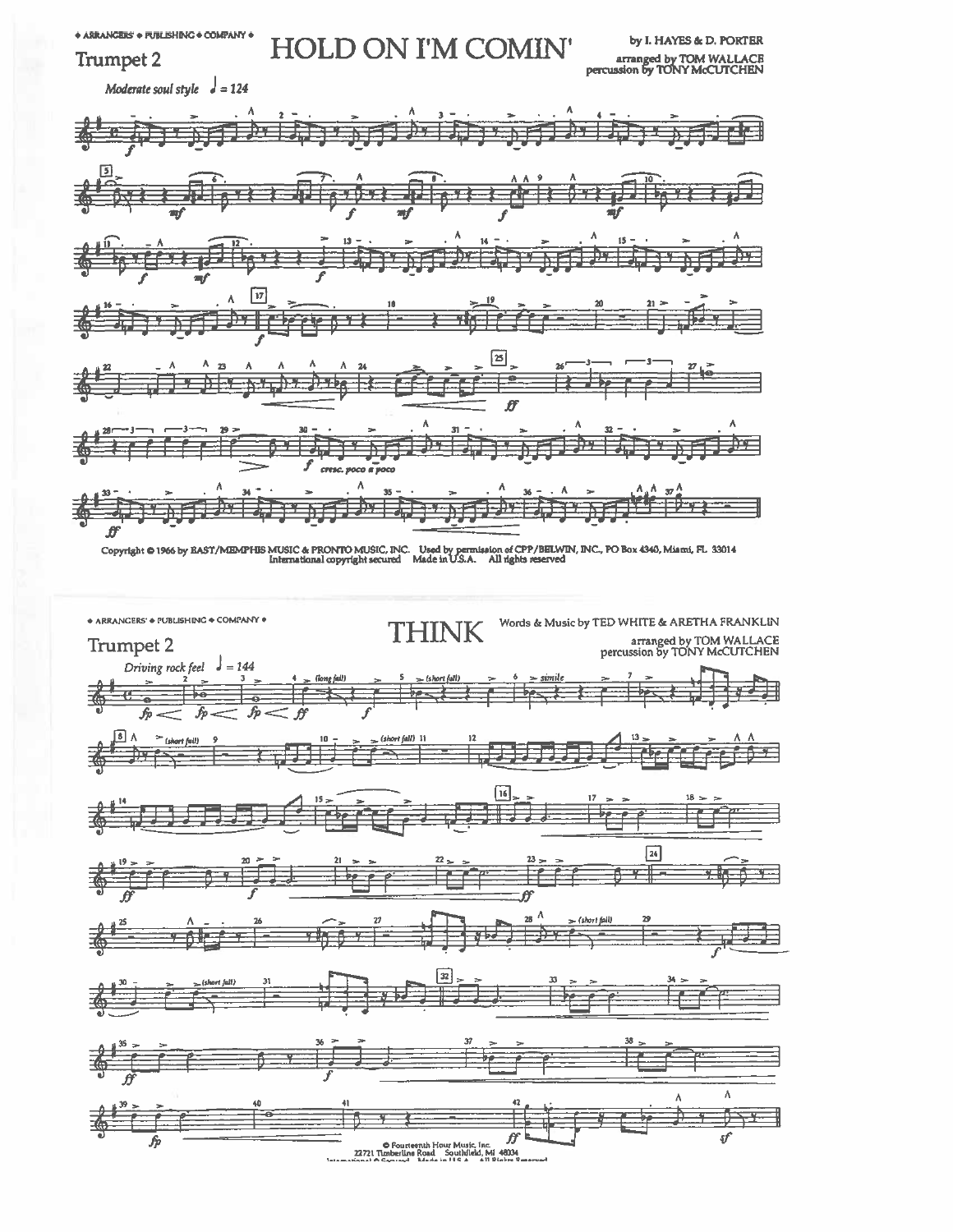◆ ARRANGERS' ◆ PUBLISHING ◆ COMPANY ◆

Trumpet 2

# HOLD ON I'M COMIN'

by I. HAYES & D. PORTER
arranged by TOM WALLACE
percussion by TONY McCUTCHEN

*Moderate soul style* ♩ = 124

Copyright © 1966 by EAST/MEMPHIS MUSIC & PRONTO MUSIC, INC. Used by permission of CPP/BELWIN, INC., PO Box 4340, Miami, FL 33014
International copyright secured Made in U.S.A. All rights reserved

◆ ARRANGERS' ◆ PUBLISHING ◆ COMPANY ◆

Trumpet 2

# THINK

Words & Music by TED WHITE & ARETHA FRANKLIN
arranged by TOM WALLACE
percussion by TONY McCUTCHEN

*Driving rock feel* ♩ = 144

© Fourteenth Hour Music, Inc.
22721 Timberline Road Southfield, MI 48034
International © Secured Made in U.S.A. All Rights Reserved